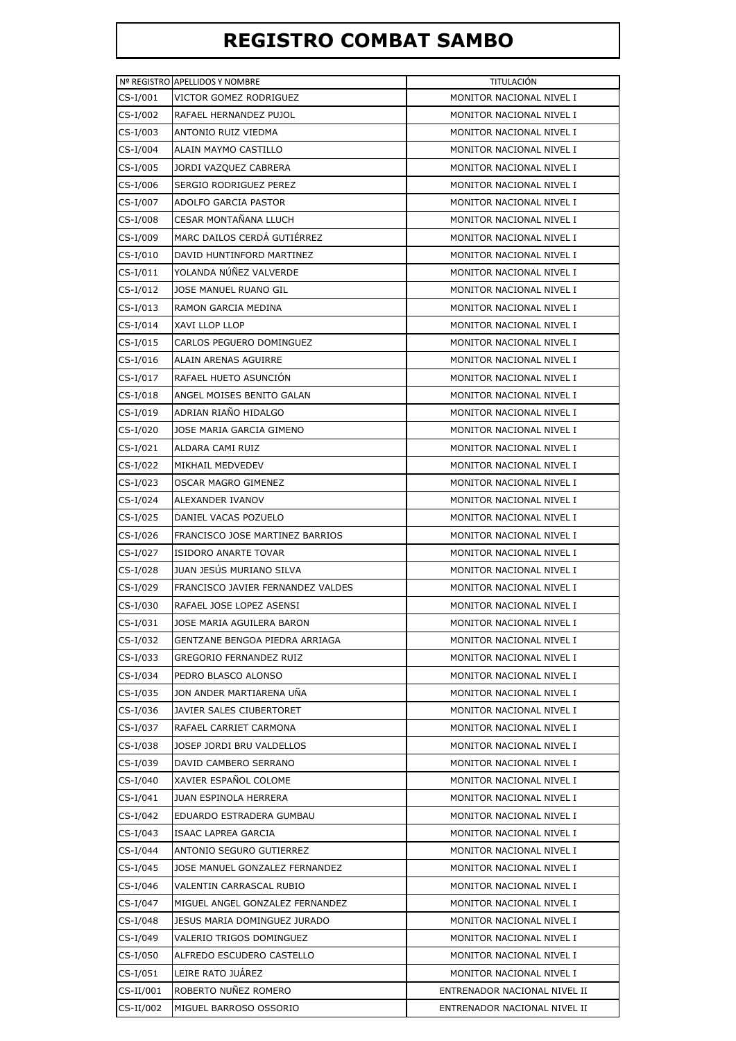# REGISTRO COMBAT SAMBO

| Nº REGISTRO | APELLIDOS Y NOMBRE | TITULACIÓN |
|---|---|---|
| CS-I/001 | VICTOR GOMEZ RODRIGUEZ | MONITOR NACIONAL NIVEL I |
| CS-I/002 | RAFAEL HERNANDEZ PUJOL | MONITOR NACIONAL NIVEL I |
| CS-I/003 | ANTONIO RUIZ VIEDMA | MONITOR NACIONAL NIVEL I |
| CS-I/004 | ALAIN MAYMO CASTILLO | MONITOR NACIONAL NIVEL I |
| CS-I/005 | JORDI VAZQUEZ CABRERA | MONITOR NACIONAL NIVEL I |
| CS-I/006 | SERGIO RODRIGUEZ PEREZ | MONITOR NACIONAL NIVEL I |
| CS-I/007 | ADOLFO GARCIA PASTOR | MONITOR NACIONAL NIVEL I |
| CS-I/008 | CESAR MONTAÑANA LLUCH | MONITOR NACIONAL NIVEL I |
| CS-I/009 | MARC DAILOS CERDÁ GUTIÉRREZ | MONITOR NACIONAL NIVEL I |
| CS-I/010 | DAVID HUNTINFORD MARTINEZ | MONITOR NACIONAL NIVEL I |
| CS-I/011 | YOLANDA NÚÑEZ VALVERDE | MONITOR NACIONAL NIVEL I |
| CS-I/012 | JOSE MANUEL RUANO GIL | MONITOR NACIONAL NIVEL I |
| CS-I/013 | RAMON GARCIA MEDINA | MONITOR NACIONAL NIVEL I |
| CS-I/014 | XAVI LLOP LLOP | MONITOR NACIONAL NIVEL I |
| CS-I/015 | CARLOS PEGUERO DOMINGUEZ | MONITOR NACIONAL NIVEL I |
| CS-I/016 | ALAIN ARENAS AGUIRRE | MONITOR NACIONAL NIVEL I |
| CS-I/017 | RAFAEL HUETO ASUNCIÓN | MONITOR NACIONAL NIVEL I |
| CS-I/018 | ANGEL MOISES BENITO GALAN | MONITOR NACIONAL NIVEL I |
| CS-I/019 | ADRIAN RIAÑO HIDALGO | MONITOR NACIONAL NIVEL I |
| CS-I/020 | JOSE MARIA GARCIA GIMENO | MONITOR NACIONAL NIVEL I |
| CS-I/021 | ALDARA CAMI RUIZ | MONITOR NACIONAL NIVEL I |
| CS-I/022 | MIKHAIL MEDVEDEV | MONITOR NACIONAL NIVEL I |
| CS-I/023 | OSCAR MAGRO GIMENEZ | MONITOR NACIONAL NIVEL I |
| CS-I/024 | ALEXANDER IVANOV | MONITOR NACIONAL NIVEL I |
| CS-I/025 | DANIEL VACAS POZUELO | MONITOR NACIONAL NIVEL I |
| CS-I/026 | FRANCISCO JOSE MARTINEZ BARRIOS | MONITOR NACIONAL NIVEL I |
| CS-I/027 | ISIDORO ANARTE TOVAR | MONITOR NACIONAL NIVEL I |
| CS-I/028 | JUAN JESÚS MURIANO SILVA | MONITOR NACIONAL NIVEL I |
| CS-I/029 | FRANCISCO JAVIER FERNANDEZ VALDES | MONITOR NACIONAL NIVEL I |
| CS-I/030 | RAFAEL JOSE LOPEZ ASENSI | MONITOR NACIONAL NIVEL I |
| CS-I/031 | JOSE MARIA AGUILERA BARON | MONITOR NACIONAL NIVEL I |
| CS-I/032 | GENTZANE BENGOA PIEDRA ARRIAGA | MONITOR NACIONAL NIVEL I |
| CS-I/033 | GREGORIO FERNANDEZ RUIZ | MONITOR NACIONAL NIVEL I |
| CS-I/034 | PEDRO BLASCO ALONSO | MONITOR NACIONAL NIVEL I |
| CS-I/035 | JON ANDER MARTIARENA UÑA | MONITOR NACIONAL NIVEL I |
| CS-I/036 | JAVIER SALES CIUBERTORET | MONITOR NACIONAL NIVEL I |
| CS-I/037 | RAFAEL CARRIET CARMONA | MONITOR NACIONAL NIVEL I |
| CS-I/038 | JOSEP JORDI BRU VALDELLOS | MONITOR NACIONAL NIVEL I |
| CS-I/039 | DAVID CAMBERO SERRANO | MONITOR NACIONAL NIVEL I |
| CS-I/040 | XAVIER ESPAÑOL COLOME | MONITOR NACIONAL NIVEL I |
| CS-I/041 | JUAN ESPINOLA HERRERA | MONITOR NACIONAL NIVEL I |
| CS-I/042 | EDUARDO ESTRADERA GUMBAU | MONITOR NACIONAL NIVEL I |
| CS-I/043 | ISAAC LAPREA GARCIA | MONITOR NACIONAL NIVEL I |
| CS-I/044 | ANTONIO SEGURO GUTIERREZ | MONITOR NACIONAL NIVEL I |
| CS-I/045 | JOSE MANUEL GONZALEZ FERNANDEZ | MONITOR NACIONAL NIVEL I |
| CS-I/046 | VALENTIN CARRASCAL RUBIO | MONITOR NACIONAL NIVEL I |
| CS-I/047 | MIGUEL ANGEL GONZALEZ FERNANDEZ | MONITOR NACIONAL NIVEL I |
| CS-I/048 | JESUS MARIA DOMINGUEZ JURADO | MONITOR NACIONAL NIVEL I |
| CS-I/049 | VALERIO TRIGOS DOMINGUEZ | MONITOR NACIONAL NIVEL I |
| CS-I/050 | ALFREDO ESCUDERO CASTELLO | MONITOR NACIONAL NIVEL I |
| CS-I/051 | LEIRE RATO JUÁREZ | MONITOR NACIONAL NIVEL I |
| CS-II/001 | ROBERTO NUÑEZ ROMERO | ENTRENADOR NACIONAL NIVEL II |
| CS-II/002 | MIGUEL BARROSO OSSORIO | ENTRENADOR NACIONAL NIVEL II |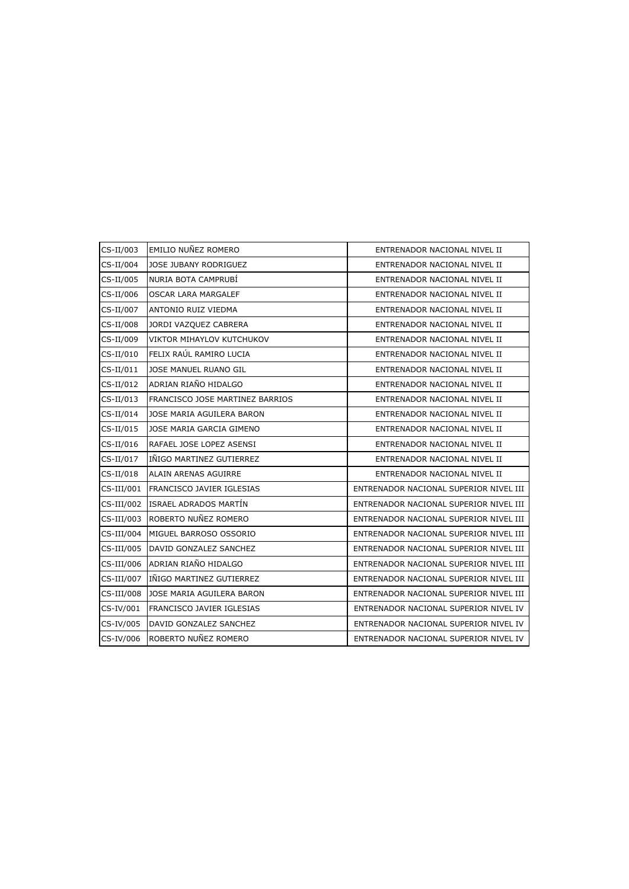| | | |
|---|---|---|
| CS-II/003 | EMILIO NUÑEZ ROMERO | ENTRENADOR NACIONAL NIVEL II |
| CS-II/004 | JOSE JUBANY RODRIGUEZ | ENTRENADOR NACIONAL NIVEL II |
| CS-II/005 | NURIA BOTA CAMPRUBÍ | ENTRENADOR NACIONAL NIVEL II |
| CS-II/006 | OSCAR LARA MARGALEF | ENTRENADOR NACIONAL NIVEL II |
| CS-II/007 | ANTONIO RUIZ VIEDMA | ENTRENADOR NACIONAL NIVEL II |
| CS-II/008 | JORDI VAZQUEZ CABRERA | ENTRENADOR NACIONAL NIVEL II |
| CS-II/009 | VIKTOR MIHAYLOV KUTCHUKOV | ENTRENADOR NACIONAL NIVEL II |
| CS-II/010 | FELIX RAÚL RAMIRO LUCIA | ENTRENADOR NACIONAL NIVEL II |
| CS-II/011 | JOSE MANUEL RUANO GIL | ENTRENADOR NACIONAL NIVEL II |
| CS-II/012 | ADRIAN RIAÑO HIDALGO | ENTRENADOR NACIONAL NIVEL II |
| CS-II/013 | FRANCISCO JOSE MARTINEZ BARRIOS | ENTRENADOR NACIONAL NIVEL II |
| CS-II/014 | JOSE MARIA AGUILERA BARON | ENTRENADOR NACIONAL NIVEL II |
| CS-II/015 | JOSE MARIA GARCIA GIMENO | ENTRENADOR NACIONAL NIVEL II |
| CS-II/016 | RAFAEL JOSE LOPEZ ASENSI | ENTRENADOR NACIONAL NIVEL II |
| CS-II/017 | IÑIGO MARTINEZ GUTIERREZ | ENTRENADOR NACIONAL NIVEL II |
| CS-II/018 | ALAIN ARENAS AGUIRRE | ENTRENADOR NACIONAL NIVEL II |
| CS-III/001 | FRANCISCO JAVIER IGLESIAS | ENTRENADOR NACIONAL SUPERIOR NIVEL III |
| CS-III/002 | ISRAEL ADRADOS MARTÍN | ENTRENADOR NACIONAL SUPERIOR NIVEL III |
| CS-III/003 | ROBERTO NUÑEZ ROMERO | ENTRENADOR NACIONAL SUPERIOR NIVEL III |
| CS-III/004 | MIGUEL BARROSO OSSORIO | ENTRENADOR NACIONAL SUPERIOR NIVEL III |
| CS-III/005 | DAVID GONZALEZ SANCHEZ | ENTRENADOR NACIONAL SUPERIOR NIVEL III |
| CS-III/006 | ADRIAN RIAÑO HIDALGO | ENTRENADOR NACIONAL SUPERIOR NIVEL III |
| CS-III/007 | IÑIGO MARTINEZ GUTIERREZ | ENTRENADOR NACIONAL SUPERIOR NIVEL III |
| CS-III/008 | JOSE MARIA AGUILERA BARON | ENTRENADOR NACIONAL SUPERIOR NIVEL III |
| CS-IV/001 | FRANCISCO JAVIER IGLESIAS | ENTRENADOR NACIONAL SUPERIOR NIVEL IV |
| CS-IV/005 | DAVID GONZALEZ SANCHEZ | ENTRENADOR NACIONAL SUPERIOR NIVEL IV |
| CS-IV/006 | ROBERTO NUÑEZ ROMERO | ENTRENADOR NACIONAL SUPERIOR NIVEL IV |